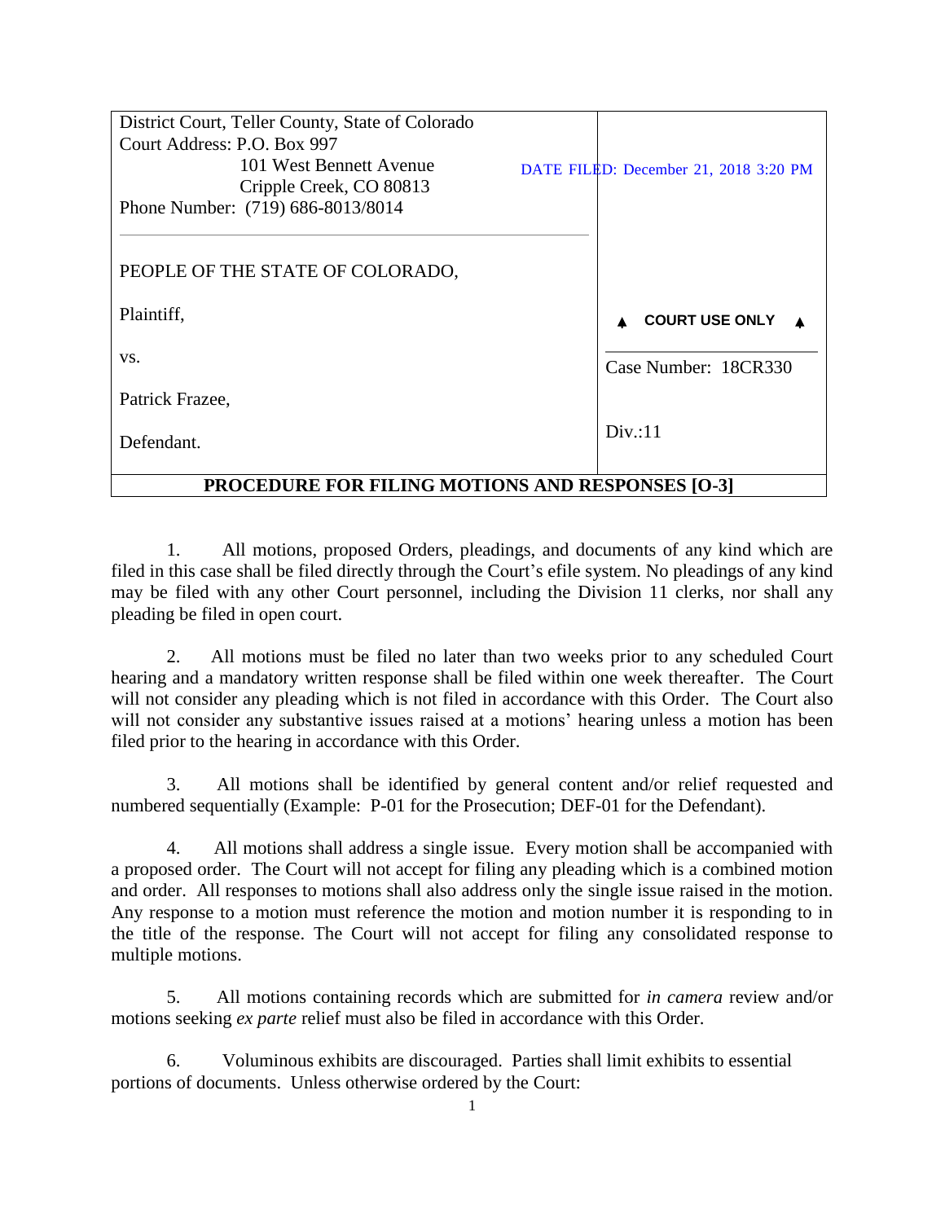| District Court, Teller County, State of Colorado<br>Court Address: P.O. Box 997<br>101 West Bennett Avenue<br>Cripple Creek, CO 80813<br>Phone Number: (719) 686-8013/8014 | DATE FILED: December 21, 2018 3:20 PM |
| --- | --- |
| PEOPLE OF THE STATE OF COLORADO,<br><br>Plaintiff,<br><br>vs.<br><br>Patrick Frazee,<br><br>Defendant. | ▲ COURT USE ONLY ▲<br><br>Case Number: 18CR330<br><br>Div.:11 |

**PROCEDURE FOR FILING MOTIONS AND RESPONSES [O-3]**

1. All motions, proposed Orders, pleadings, and documents of any kind which are filed in this case shall be filed directly through the Court's efile system. No pleadings of any kind may be filed with any other Court personnel, including the Division 11 clerks, nor shall any pleading be filed in open court.

2. All motions must be filed no later than two weeks prior to any scheduled Court hearing and a mandatory written response shall be filed within one week thereafter. The Court will not consider any pleading which is not filed in accordance with this Order. The Court also will not consider any substantive issues raised at a motions' hearing unless a motion has been filed prior to the hearing in accordance with this Order.

3. All motions shall be identified by general content and/or relief requested and numbered sequentially (Example: P-01 for the Prosecution; DEF-01 for the Defendant).

4. All motions shall address a single issue. Every motion shall be accompanied with a proposed order. The Court will not accept for filing any pleading which is a combined motion and order. All responses to motions shall also address only the single issue raised in the motion. Any response to a motion must reference the motion and motion number it is responding to in the title of the response. The Court will not accept for filing any consolidated response to multiple motions.

5. All motions containing records which are submitted for *in camera* review and/or motions seeking *ex parte* relief must also be filed in accordance with this Order.

6. Voluminous exhibits are discouraged. Parties shall limit exhibits to essential portions of documents. Unless otherwise ordered by the Court: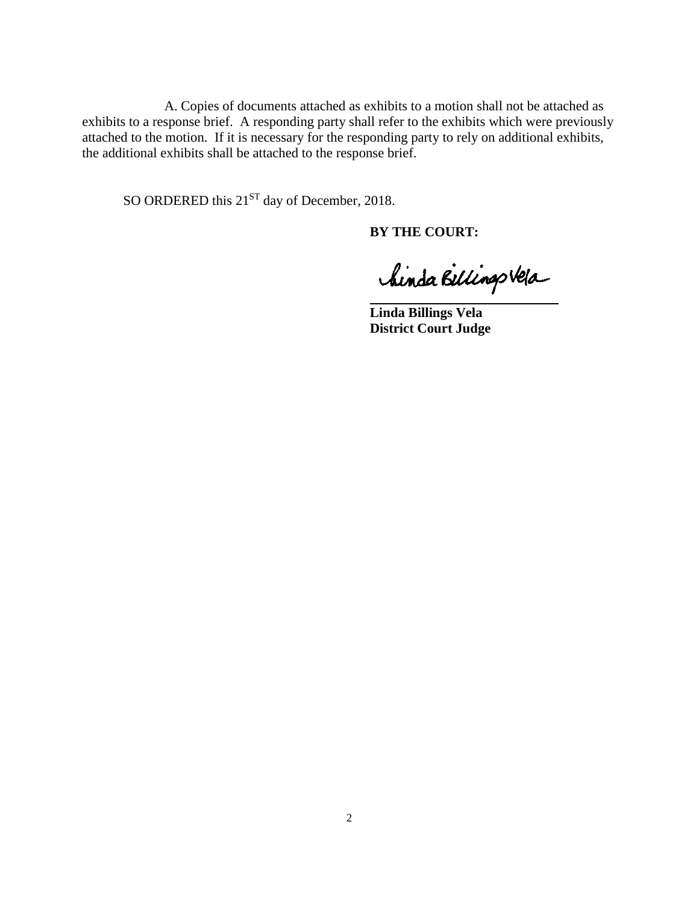A. Copies of documents attached as exhibits to a motion shall not be attached as exhibits to a response brief. A responding party shall refer to the exhibits which were previously attached to the motion. If it is necessary for the responding party to rely on additional exhibits, the additional exhibits shall be attached to the response brief.

SO ORDERED this 21ST day of December, 2018.

**BY THE COURT:**

Linda Billings Vela

**Linda Billings Vela**
**District Court Judge**